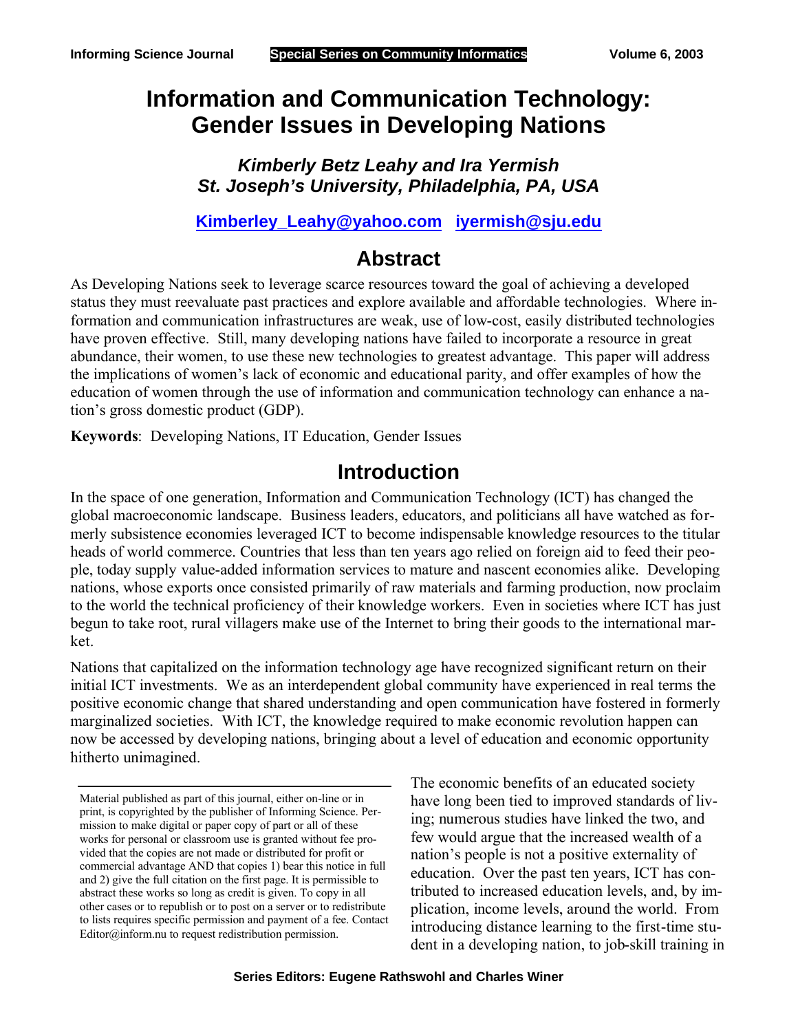# Information and Communication Technology: Gender Issues in Developing Nations

***Kimberly Betz Leahy and Ira Yermish***
***St. Joseph's University, Philadelphia, PA, USA***

**Kimberley_Leahy@yahoo.com iyermish@sju.edu**

## Abstract

As Developing Nations seek to leverage scarce resources toward the goal of achieving a developed status they must reevaluate past practices and explore available and affordable technologies. Where information and communication infrastructures are weak, use of low-cost, easily distributed technologies have proven effective. Still, many developing nations have failed to incorporate a resource in great abundance, their women, to use these new technologies to greatest advantage. This paper will address the implications of women's lack of economic and educational parity, and offer examples of how the education of women through the use of information and communication technology can enhance a nation's gross domestic product (GDP).

**Keywords**: Developing Nations, IT Education, Gender Issues

## Introduction

In the space of one generation, Information and Communication Technology (ICT) has changed the global macroeconomic landscape. Business leaders, educators, and politicians all have watched as formerly subsistence economies leveraged ICT to become indispensable knowledge resources to the titular heads of world commerce. Countries that less than ten years ago relied on foreign aid to feed their people, today supply value-added information services to mature and nascent economies alike. Developing nations, whose exports once consisted primarily of raw materials and farming production, now proclaim to the world the technical proficiency of their knowledge workers. Even in societies where ICT has just begun to take root, rural villagers make use of the Internet to bring their goods to the international market.

Nations that capitalized on the information technology age have recognized significant return on their initial ICT investments. We as an interdependent global community have experienced in real terms the positive economic change that shared understanding and open communication have fostered in formerly marginalized societies. With ICT, the knowledge required to make economic revolution happen can now be accessed by developing nations, bringing about a level of education and economic opportunity hitherto unimagined.

The economic benefits of an educated society have long been tied to improved standards of living; numerous studies have linked the two, and few would argue that the increased wealth of a nation's people is not a positive externality of education. Over the past ten years, ICT has contributed to increased education levels, and, by implication, income levels, around the world. From introducing distance learning to the first-time student in a developing nation, to job-skill training in

Material published as part of this journal, either on-line or in print, is copyrighted by the publisher of Informing Science. Permission to make digital or paper copy of part or all of these works for personal or classroom use is granted without fee provided that the copies are not made or distributed for profit or commercial advantage AND that copies 1) bear this notice in full and 2) give the full citation on the first page. It is permissible to abstract these works so long as credit is given. To copy in all other cases or to republish or to post on a server or to redistribute to lists requires specific permission and payment of a fee. Contact Editor@inform.nu to request redistribution permission.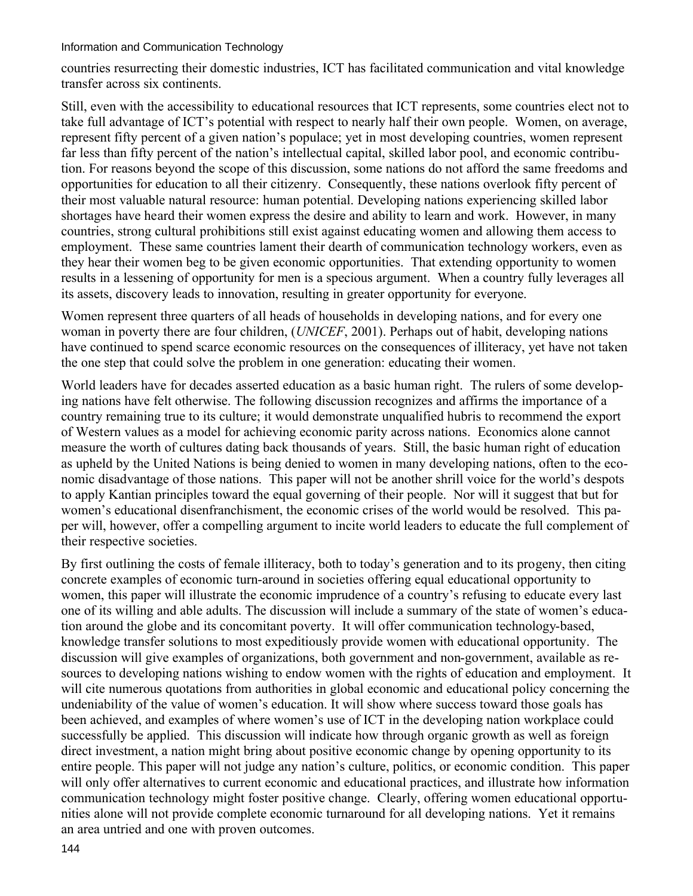countries resurrecting their domestic industries, ICT has facilitated communication and vital knowledge transfer across six continents.

Still, even with the accessibility to educational resources that ICT represents, some countries elect not to take full advantage of ICT's potential with respect to nearly half their own people. Women, on average, represent fifty percent of a given nation's populace; yet in most developing countries, women represent far less than fifty percent of the nation's intellectual capital, skilled labor pool, and economic contribution. For reasons beyond the scope of this discussion, some nations do not afford the same freedoms and opportunities for education to all their citizenry. Consequently, these nations overlook fifty percent of their most valuable natural resource: human potential. Developing nations experiencing skilled labor shortages have heard their women express the desire and ability to learn and work. However, in many countries, strong cultural prohibitions still exist against educating women and allowing them access to employment. These same countries lament their dearth of communication technology workers, even as they hear their women beg to be given economic opportunities. That extending opportunity to women results in a lessening of opportunity for men is a specious argument. When a country fully leverages all its assets, discovery leads to innovation, resulting in greater opportunity for everyone.

Women represent three quarters of all heads of households in developing nations, and for every one woman in poverty there are four children, (*UNICEF*, 2001). Perhaps out of habit, developing nations have continued to spend scarce economic resources on the consequences of illiteracy, yet have not taken the one step that could solve the problem in one generation: educating their women.

World leaders have for decades asserted education as a basic human right. The rulers of some developing nations have felt otherwise. The following discussion recognizes and affirms the importance of a country remaining true to its culture; it would demonstrate unqualified hubris to recommend the export of Western values as a model for achieving economic parity across nations. Economics alone cannot measure the worth of cultures dating back thousands of years. Still, the basic human right of education as upheld by the United Nations is being denied to women in many developing nations, often to the economic disadvantage of those nations. This paper will not be another shrill voice for the world's despots to apply Kantian principles toward the equal governing of their people. Nor will it suggest that but for women's educational disenfranchisment, the economic crises of the world would be resolved. This paper will, however, offer a compelling argument to incite world leaders to educate the full complement of their respective societies.

By first outlining the costs of female illiteracy, both to today's generation and to its progeny, then citing concrete examples of economic turn-around in societies offering equal educational opportunity to women, this paper will illustrate the economic imprudence of a country's refusing to educate every last one of its willing and able adults. The discussion will include a summary of the state of women's education around the globe and its concomitant poverty. It will offer communication technology-based, knowledge transfer solutions to most expeditiously provide women with educational opportunity. The discussion will give examples of organizations, both government and non-government, available as resources to developing nations wishing to endow women with the rights of education and employment. It will cite numerous quotations from authorities in global economic and educational policy concerning the undeniability of the value of women's education. It will show where success toward those goals has been achieved, and examples of where women's use of ICT in the developing nation workplace could successfully be applied. This discussion will indicate how through organic growth as well as foreign direct investment, a nation might bring about positive economic change by opening opportunity to its entire people. This paper will not judge any nation's culture, politics, or economic condition. This paper will only offer alternatives to current economic and educational practices, and illustrate how information communication technology might foster positive change. Clearly, offering women educational opportunities alone will not provide complete economic turnaround for all developing nations. Yet it remains an area untried and one with proven outcomes.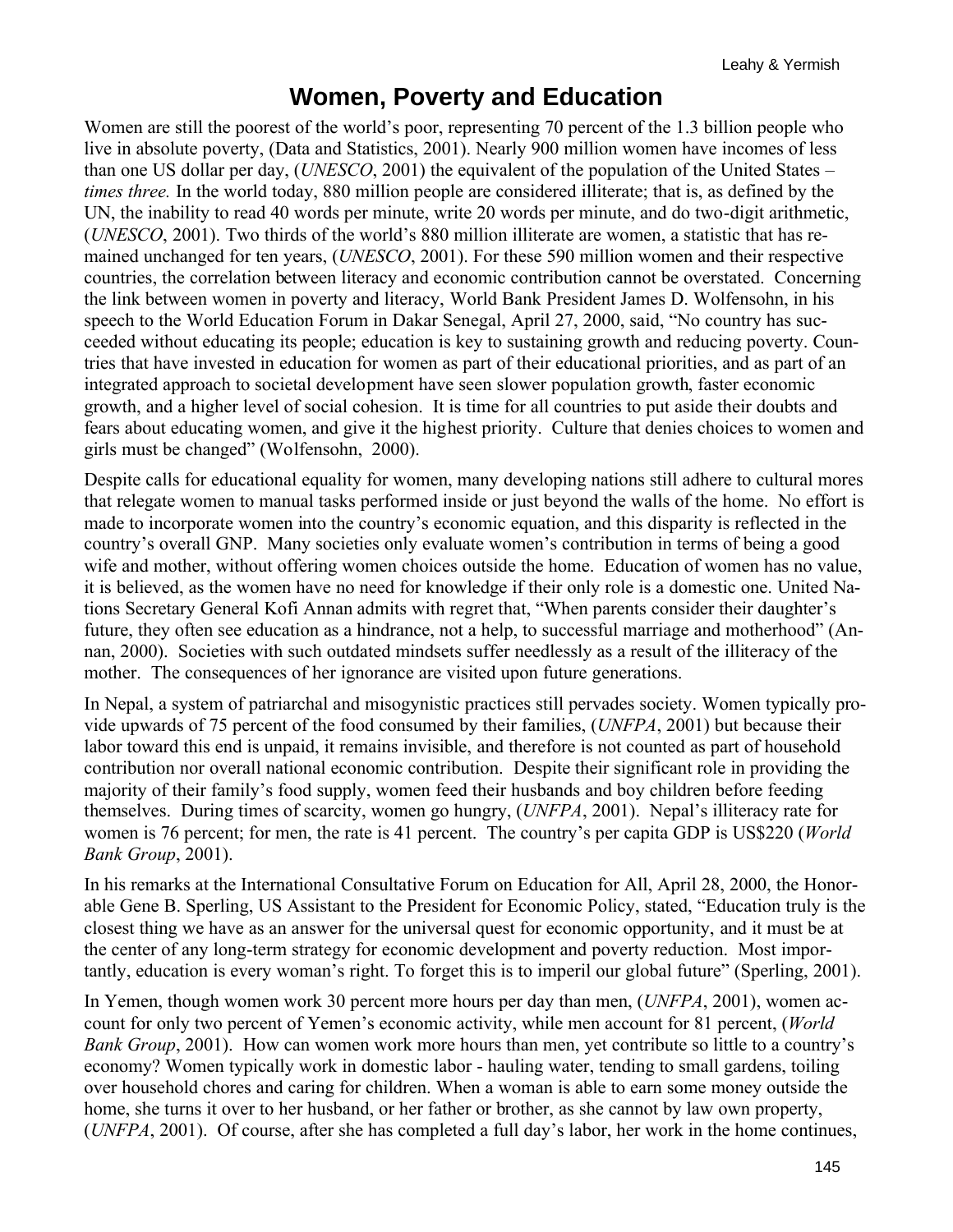# Women, Poverty and Education

Women are still the poorest of the world's poor, representing 70 percent of the 1.3 billion people who live in absolute poverty, (Data and Statistics, 2001). Nearly 900 million women have incomes of less than one US dollar per day, (*UNESCO*, 2001) the equivalent of the population of the United States – *times three.* In the world today, 880 million people are considered illiterate; that is, as defined by the UN, the inability to read 40 words per minute, write 20 words per minute, and do two-digit arithmetic, (*UNESCO*, 2001). Two thirds of the world's 880 million illiterate are women, a statistic that has remained unchanged for ten years, (*UNESCO*, 2001). For these 590 million women and their respective countries, the correlation between literacy and economic contribution cannot be overstated. Concerning the link between women in poverty and literacy, World Bank President James D. Wolfensohn, in his speech to the World Education Forum in Dakar Senegal, April 27, 2000, said, "No country has succeeded without educating its people; education is key to sustaining growth and reducing poverty. Countries that have invested in education for women as part of their educational priorities, and as part of an integrated approach to societal development have seen slower population growth, faster economic growth, and a higher level of social cohesion. It is time for all countries to put aside their doubts and fears about educating women, and give it the highest priority. Culture that denies choices to women and girls must be changed" (Wolfensohn, 2000).

Despite calls for educational equality for women, many developing nations still adhere to cultural mores that relegate women to manual tasks performed inside or just beyond the walls of the home. No effort is made to incorporate women into the country's economic equation, and this disparity is reflected in the country's overall GNP. Many societies only evaluate women's contribution in terms of being a good wife and mother, without offering women choices outside the home. Education of women has no value, it is believed, as the women have no need for knowledge if their only role is a domestic one. United Nations Secretary General Kofi Annan admits with regret that, "When parents consider their daughter's future, they often see education as a hindrance, not a help, to successful marriage and motherhood" (Annan, 2000). Societies with such outdated mindsets suffer needlessly as a result of the illiteracy of the mother. The consequences of her ignorance are visited upon future generations.

In Nepal, a system of patriarchal and misogynistic practices still pervades society. Women typically provide upwards of 75 percent of the food consumed by their families, (*UNFPA*, 2001) but because their labor toward this end is unpaid, it remains invisible, and therefore is not counted as part of household contribution nor overall national economic contribution. Despite their significant role in providing the majority of their family's food supply, women feed their husbands and boy children before feeding themselves. During times of scarcity, women go hungry, (*UNFPA*, 2001). Nepal's illiteracy rate for women is 76 percent; for men, the rate is 41 percent. The country's per capita GDP is US$220 (*World Bank Group*, 2001).

In his remarks at the International Consultative Forum on Education for All, April 28, 2000, the Honorable Gene B. Sperling, US Assistant to the President for Economic Policy, stated, "Education truly is the closest thing we have as an answer for the universal quest for economic opportunity, and it must be at the center of any long-term strategy for economic development and poverty reduction. Most importantly, education is every woman's right. To forget this is to imperil our global future" (Sperling, 2001).

In Yemen, though women work 30 percent more hours per day than men, (*UNFPA*, 2001), women account for only two percent of Yemen's economic activity, while men account for 81 percent, (*World Bank Group*, 2001). How can women work more hours than men, yet contribute so little to a country's economy? Women typically work in domestic labor - hauling water, tending to small gardens, toiling over household chores and caring for children. When a woman is able to earn some money outside the home, she turns it over to her husband, or her father or brother, as she cannot by law own property, (*UNFPA*, 2001). Of course, after she has completed a full day's labor, her work in the home continues,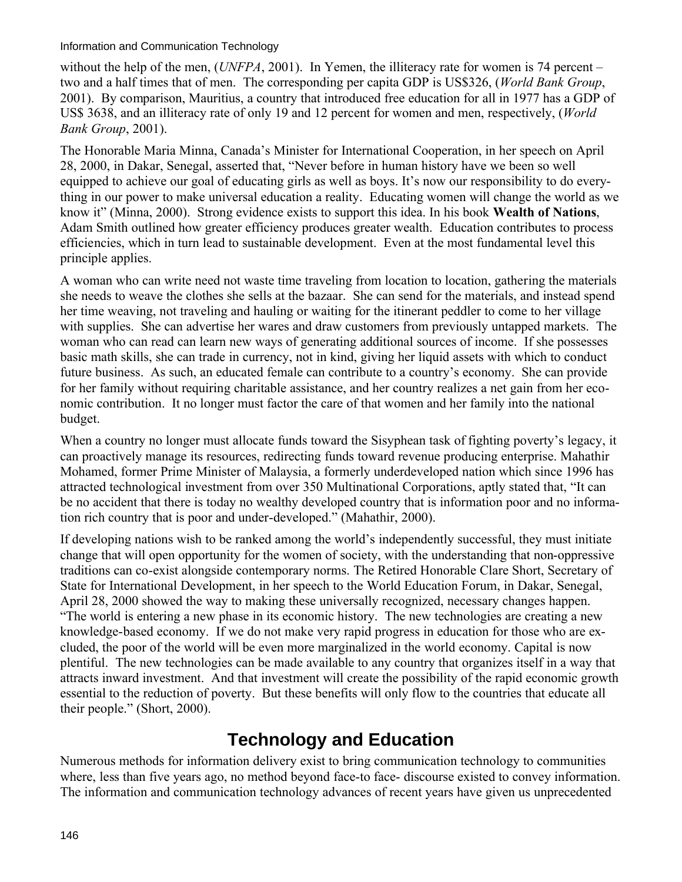without the help of the men, (*UNFPA*, 2001). In Yemen, the illiteracy rate for women is 74 percent – two and a half times that of men. The corresponding per capita GDP is US$326, (*World Bank Group*, 2001). By comparison, Mauritius, a country that introduced free education for all in 1977 has a GDP of US$ 3638, and an illiteracy rate of only 19 and 12 percent for women and men, respectively, (*World Bank Group*, 2001).

The Honorable Maria Minna, Canada's Minister for International Cooperation, in her speech on April 28, 2000, in Dakar, Senegal, asserted that, "Never before in human history have we been so well equipped to achieve our goal of educating girls as well as boys. It's now our responsibility to do everything in our power to make universal education a reality. Educating women will change the world as we know it" (Minna, 2000). Strong evidence exists to support this idea. In his book **Wealth of Nations**, Adam Smith outlined how greater efficiency produces greater wealth. Education contributes to process efficiencies, which in turn lead to sustainable development. Even at the most fundamental level this principle applies.

A woman who can write need not waste time traveling from location to location, gathering the materials she needs to weave the clothes she sells at the bazaar. She can send for the materials, and instead spend her time weaving, not traveling and hauling or waiting for the itinerant peddler to come to her village with supplies. She can advertise her wares and draw customers from previously untapped markets. The woman who can read can learn new ways of generating additional sources of income. If she possesses basic math skills, she can trade in currency, not in kind, giving her liquid assets with which to conduct future business. As such, an educated female can contribute to a country's economy. She can provide for her family without requiring charitable assistance, and her country realizes a net gain from her economic contribution. It no longer must factor the care of that women and her family into the national budget.

When a country no longer must allocate funds toward the Sisyphean task of fighting poverty's legacy, it can proactively manage its resources, redirecting funds toward revenue producing enterprise. Mahathir Mohamed, former Prime Minister of Malaysia, a formerly underdeveloped nation which since 1996 has attracted technological investment from over 350 Multinational Corporations, aptly stated that, "It can be no accident that there is today no wealthy developed country that is information poor and no information rich country that is poor and under-developed." (Mahathir, 2000).

If developing nations wish to be ranked among the world's independently successful, they must initiate change that will open opportunity for the women of society, with the understanding that non-oppressive traditions can co-exist alongside contemporary norms. The Retired Honorable Clare Short, Secretary of State for International Development, in her speech to the World Education Forum, in Dakar, Senegal, April 28, 2000 showed the way to making these universally recognized, necessary changes happen. "The world is entering a new phase in its economic history. The new technologies are creating a new knowledge-based economy. If we do not make very rapid progress in education for those who are excluded, the poor of the world will be even more marginalized in the world economy. Capital is now plentiful. The new technologies can be made available to any country that organizes itself in a way that attracts inward investment. And that investment will create the possibility of the rapid economic growth essential to the reduction of poverty. But these benefits will only flow to the countries that educate all their people." (Short, 2000).

## Technology and Education

Numerous methods for information delivery exist to bring communication technology to communities where, less than five years ago, no method beyond face-to face- discourse existed to convey information. The information and communication technology advances of recent years have given us unprecedented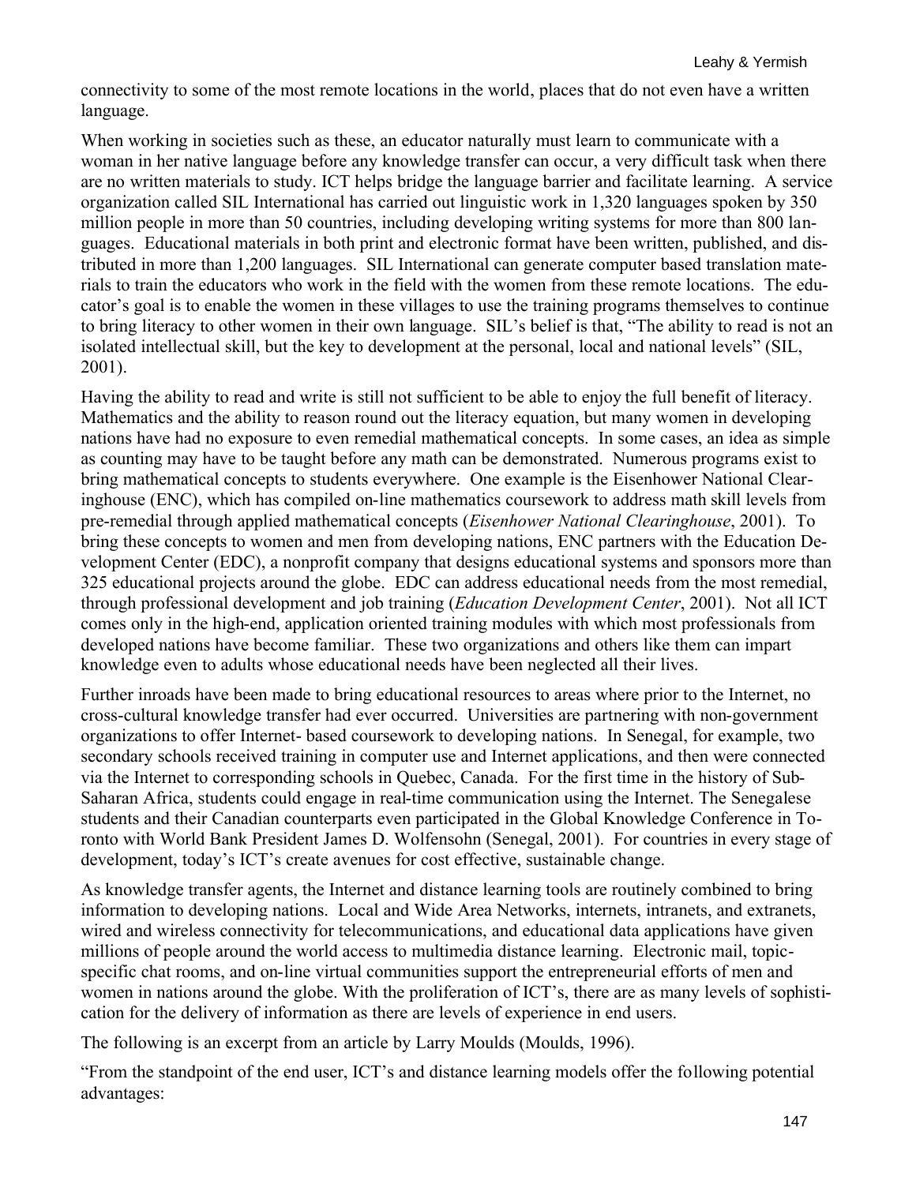connectivity to some of the most remote locations in the world, places that do not even have a written language.

When working in societies such as these, an educator naturally must learn to communicate with a woman in her native language before any knowledge transfer can occur, a very difficult task when there are no written materials to study. ICT helps bridge the language barrier and facilitate learning. A service organization called SIL International has carried out linguistic work in 1,320 languages spoken by 350 million people in more than 50 countries, including developing writing systems for more than 800 languages. Educational materials in both print and electronic format have been written, published, and distributed in more than 1,200 languages. SIL International can generate computer based translation materials to train the educators who work in the field with the women from these remote locations. The educator's goal is to enable the women in these villages to use the training programs themselves to continue to bring literacy to other women in their own language. SIL's belief is that, "The ability to read is not an isolated intellectual skill, but the key to development at the personal, local and national levels" (SIL, 2001).

Having the ability to read and write is still not sufficient to be able to enjoy the full benefit of literacy. Mathematics and the ability to reason round out the literacy equation, but many women in developing nations have had no exposure to even remedial mathematical concepts. In some cases, an idea as simple as counting may have to be taught before any math can be demonstrated. Numerous programs exist to bring mathematical concepts to students everywhere. One example is the Eisenhower National Clearinghouse (ENC), which has compiled on-line mathematics coursework to address math skill levels from pre-remedial through applied mathematical concepts (*Eisenhower National Clearinghouse*, 2001). To bring these concepts to women and men from developing nations, ENC partners with the Education Development Center (EDC), a nonprofit company that designs educational systems and sponsors more than 325 educational projects around the globe. EDC can address educational needs from the most remedial, through professional development and job training (*Education Development Center*, 2001). Not all ICT comes only in the high-end, application oriented training modules with which most professionals from developed nations have become familiar. These two organizations and others like them can impart knowledge even to adults whose educational needs have been neglected all their lives.

Further inroads have been made to bring educational resources to areas where prior to the Internet, no cross-cultural knowledge transfer had ever occurred. Universities are partnering with non-government organizations to offer Internet- based coursework to developing nations. In Senegal, for example, two secondary schools received training in computer use and Internet applications, and then were connected via the Internet to corresponding schools in Quebec, Canada. For the first time in the history of Sub-Saharan Africa, students could engage in real-time communication using the Internet. The Senegalese students and their Canadian counterparts even participated in the Global Knowledge Conference in Toronto with World Bank President James D. Wolfensohn (Senegal, 2001). For countries in every stage of development, today's ICT's create avenues for cost effective, sustainable change.

As knowledge transfer agents, the Internet and distance learning tools are routinely combined to bring information to developing nations. Local and Wide Area Networks, internets, intranets, and extranets, wired and wireless connectivity for telecommunications, and educational data applications have given millions of people around the world access to multimedia distance learning. Electronic mail, topic-specific chat rooms, and on-line virtual communities support the entrepreneurial efforts of men and women in nations around the globe. With the proliferation of ICT's, there are as many levels of sophistication for the delivery of information as there are levels of experience in end users.

The following is an excerpt from an article by Larry Moulds (Moulds, 1996).

"From the standpoint of the end user, ICT's and distance learning models offer the following potential advantages: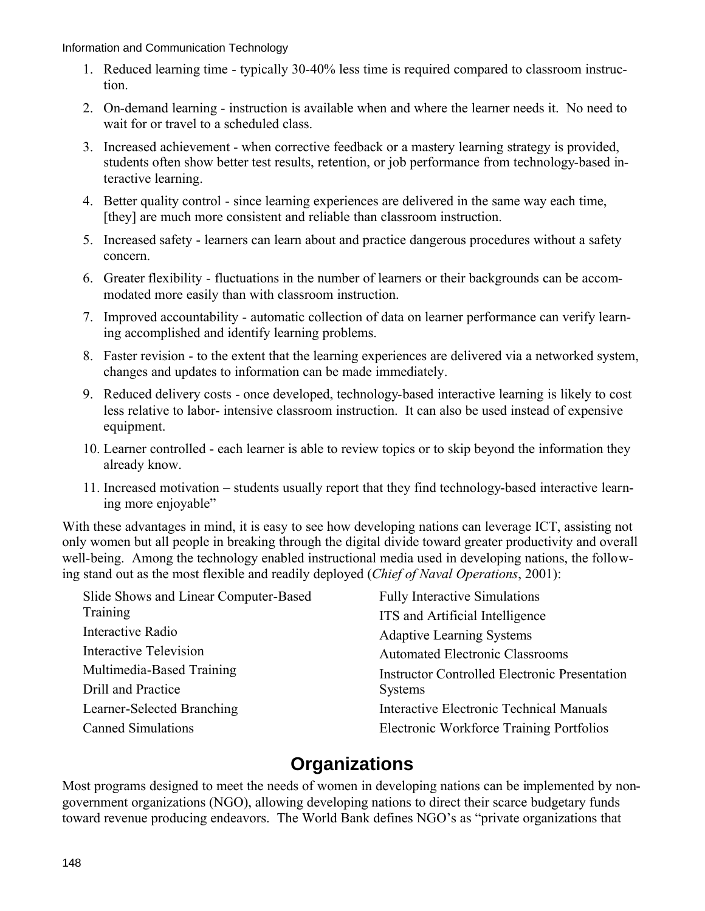1. Reduced learning time - typically 30-40% less time is required compared to classroom instruction.
2. On-demand learning - instruction is available when and where the learner needs it. No need to wait for or travel to a scheduled class.
3. Increased achievement - when corrective feedback or a mastery learning strategy is provided, students often show better test results, retention, or job performance from technology-based interactive learning.
4. Better quality control - since learning experiences are delivered in the same way each time, [they] are much more consistent and reliable than classroom instruction.
5. Increased safety - learners can learn about and practice dangerous procedures without a safety concern.
6. Greater flexibility - fluctuations in the number of learners or their backgrounds can be accommodated more easily than with classroom instruction.
7. Improved accountability - automatic collection of data on learner performance can verify learning accomplished and identify learning problems.
8. Faster revision - to the extent that the learning experiences are delivered via a networked system, changes and updates to information can be made immediately.
9. Reduced delivery costs - once developed, technology-based interactive learning is likely to cost less relative to labor- intensive classroom instruction. It can also be used instead of expensive equipment.
10. Learner controlled - each learner is able to review topics or to skip beyond the information they already know.
11. Increased motivation – students usually report that they find technology-based interactive learning more enjoyable"

With these advantages in mind, it is easy to see how developing nations can leverage ICT, assisting not only women but all people in breaking through the digital divide toward greater productivity and overall well-being. Among the technology enabled instructional media used in developing nations, the following stand out as the most flexible and readily deployed (*Chief of Naval Operations*, 2001):

- Slide Shows and Linear Computer-Based Training
- Interactive Radio
- Interactive Television
- Multimedia-Based Training
- Drill and Practice
- Learner-Selected Branching
- Canned Simulations
- Fully Interactive Simulations
- ITS and Artificial Intelligence
- Adaptive Learning Systems
- Automated Electronic Classrooms
- Instructor Controlled Electronic Presentation Systems
- Interactive Electronic Technical Manuals
- Electronic Workforce Training Portfolios

## Organizations

Most programs designed to meet the needs of women in developing nations can be implemented by non-government organizations (NGO), allowing developing nations to direct their scarce budgetary funds toward revenue producing endeavors. The World Bank defines NGO's as "private organizations that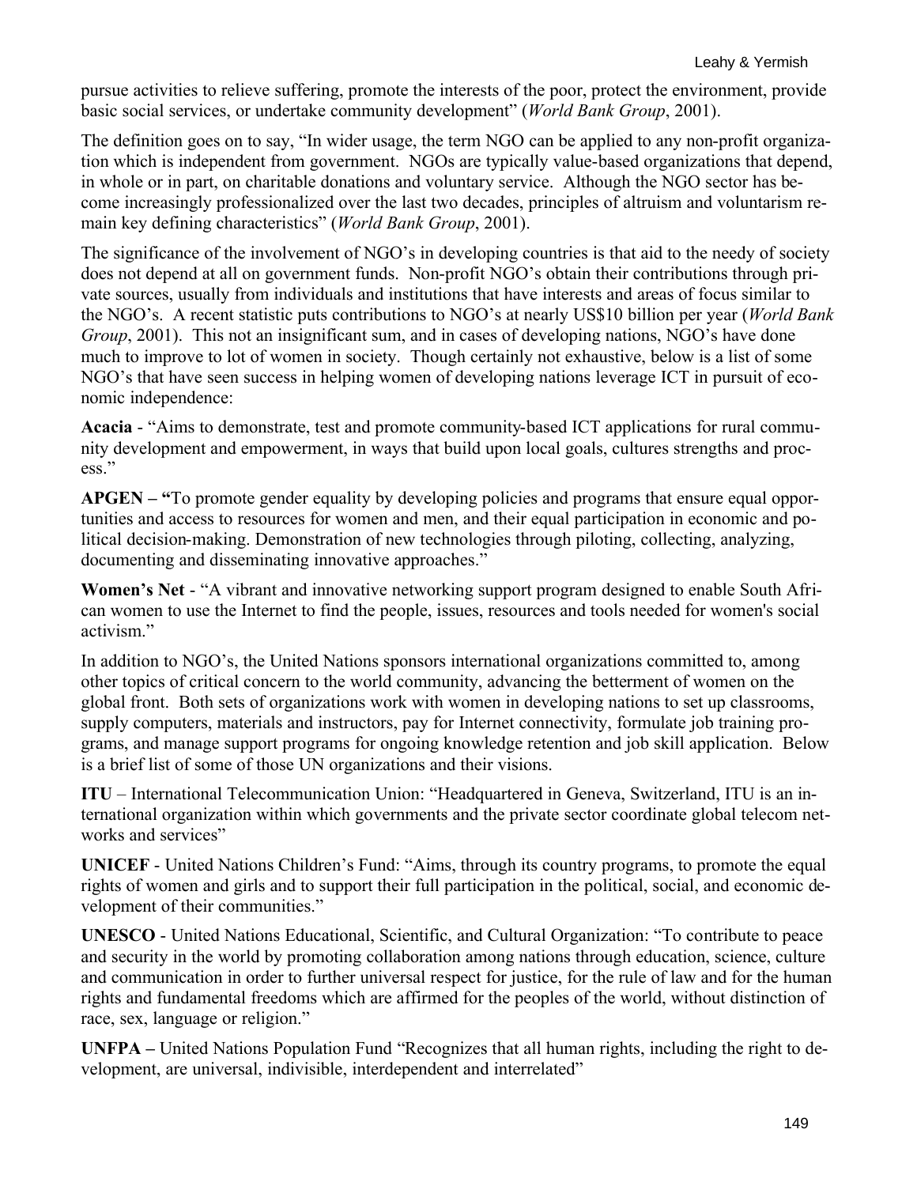pursue activities to relieve suffering, promote the interests of the poor, protect the environment, provide basic social services, or undertake community development" (*World Bank Group*, 2001).

The definition goes on to say, "In wider usage, the term NGO can be applied to any non-profit organization which is independent from government. NGOs are typically value-based organizations that depend, in whole or in part, on charitable donations and voluntary service. Although the NGO sector has become increasingly professionalized over the last two decades, principles of altruism and voluntarism remain key defining characteristics" (*World Bank Group*, 2001).

The significance of the involvement of NGO's in developing countries is that aid to the needy of society does not depend at all on government funds. Non-profit NGO's obtain their contributions through private sources, usually from individuals and institutions that have interests and areas of focus similar to the NGO's. A recent statistic puts contributions to NGO's at nearly US$10 billion per year (*World Bank Group*, 2001). This not an insignificant sum, and in cases of developing nations, NGO's have done much to improve to lot of women in society. Though certainly not exhaustive, below is a list of some NGO's that have seen success in helping women of developing nations leverage ICT in pursuit of economic independence:

**Acacia** - "Aims to demonstrate, test and promote community-based ICT applications for rural community development and empowerment, in ways that build upon local goals, cultures strengths and process."

**APGEN – "**To promote gender equality by developing policies and programs that ensure equal opportunities and access to resources for women and men, and their equal participation in economic and political decision-making. Demonstration of new technologies through piloting, collecting, analyzing, documenting and disseminating innovative approaches."

**Women's Net** - "A vibrant and innovative networking support program designed to enable South African women to use the Internet to find the people, issues, resources and tools needed for women's social activism."

In addition to NGO's, the United Nations sponsors international organizations committed to, among other topics of critical concern to the world community, advancing the betterment of women on the global front. Both sets of organizations work with women in developing nations to set up classrooms, supply computers, materials and instructors, pay for Internet connectivity, formulate job training programs, and manage support programs for ongoing knowledge retention and job skill application. Below is a brief list of some of those UN organizations and their visions.

**ITU** – International Telecommunication Union: "Headquartered in Geneva, Switzerland, ITU is an international organization within which governments and the private sector coordinate global telecom networks and services"

**UNICEF** - United Nations Children's Fund: "Aims, through its country programs, to promote the equal rights of women and girls and to support their full participation in the political, social, and economic development of their communities."

**UNESCO** - United Nations Educational, Scientific, and Cultural Organization: "To contribute to peace and security in the world by promoting collaboration among nations through education, science, culture and communication in order to further universal respect for justice, for the rule of law and for the human rights and fundamental freedoms which are affirmed for the peoples of the world, without distinction of race, sex, language or religion."

**UNFPA –** United Nations Population Fund "Recognizes that all human rights, including the right to development, are universal, indivisible, interdependent and interrelated"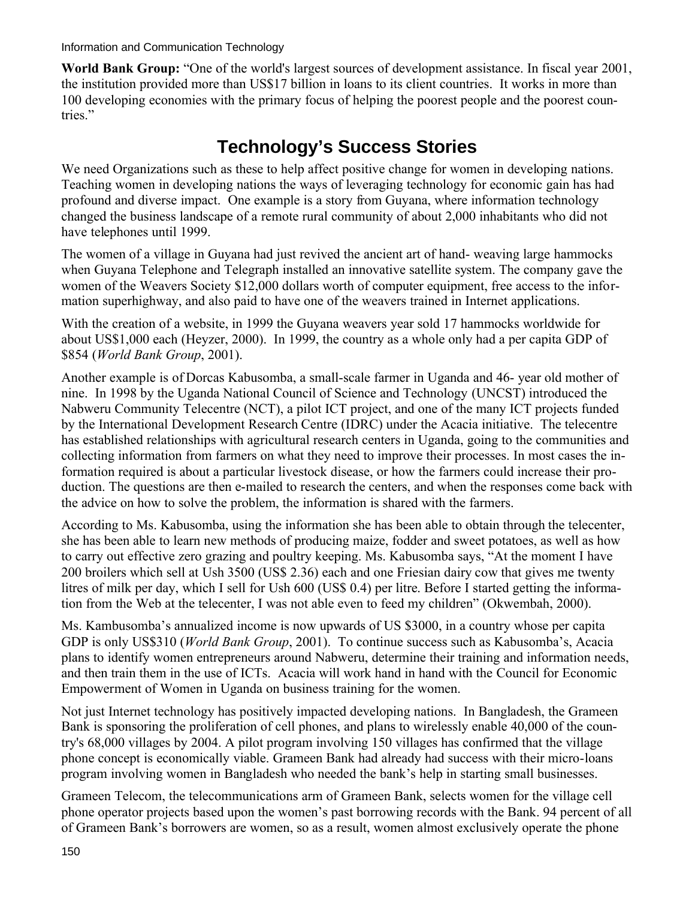**World Bank Group:** "One of the world's largest sources of development assistance. In fiscal year 2001, the institution provided more than US$17 billion in loans to its client countries. It works in more than 100 developing economies with the primary focus of helping the poorest people and the poorest countries."

## Technology's Success Stories

We need Organizations such as these to help affect positive change for women in developing nations. Teaching women in developing nations the ways of leveraging technology for economic gain has had profound and diverse impact. One example is a story from Guyana, where information technology changed the business landscape of a remote rural community of about 2,000 inhabitants who did not have telephones until 1999.

The women of a village in Guyana had just revived the ancient art of hand- weaving large hammocks when Guyana Telephone and Telegraph installed an innovative satellite system. The company gave the women of the Weavers Society $12,000 dollars worth of computer equipment, free access to the information superhighway, and also paid to have one of the weavers trained in Internet applications.

With the creation of a website, in 1999 the Guyana weavers year sold 17 hammocks worldwide for about US$1,000 each (Heyzer, 2000). In 1999, the country as a whole only had a per capita GDP of $854 (*World Bank Group*, 2001).

Another example is of Dorcas Kabusomba, a small-scale farmer in Uganda and 46- year old mother of nine. In 1998 by the Uganda National Council of Science and Technology (UNCST) introduced the Nabweru Community Telecentre (NCT), a pilot ICT project, and one of the many ICT projects funded by the International Development Research Centre (IDRC) under the Acacia initiative. The telecentre has established relationships with agricultural research centers in Uganda, going to the communities and collecting information from farmers on what they need to improve their processes. In most cases the information required is about a particular livestock disease, or how the farmers could increase their production. The questions are then e-mailed to research the centers, and when the responses come back with the advice on how to solve the problem, the information is shared with the farmers.

According to Ms. Kabusomba, using the information she has been able to obtain through the telecenter, she has been able to learn new methods of producing maize, fodder and sweet potatoes, as well as how to carry out effective zero grazing and poultry keeping. Ms. Kabusomba says, "At the moment I have 200 broilers which sell at Ush 3500 (US$ 2.36) each and one Friesian dairy cow that gives me twenty litres of milk per day, which I sell for Ush 600 (US$ 0.4) per litre. Before I started getting the information from the Web at the telecenter, I was not able even to feed my children" (Okwembah, 2000).

Ms. Kambusomba's annualized income is now upwards of US $3000, in a country whose per capita GDP is only US$310 (*World Bank Group*, 2001). To continue success such as Kabusomba's, Acacia plans to identify women entrepreneurs around Nabweru, determine their training and information needs, and then train them in the use of ICTs. Acacia will work hand in hand with the Council for Economic Empowerment of Women in Uganda on business training for the women.

Not just Internet technology has positively impacted developing nations. In Bangladesh, the Grameen Bank is sponsoring the proliferation of cell phones, and plans to wirelessly enable 40,000 of the country's 68,000 villages by 2004. A pilot program involving 150 villages has confirmed that the village phone concept is economically viable. Grameen Bank had already had success with their micro-loans program involving women in Bangladesh who needed the bank's help in starting small businesses.

Grameen Telecom, the telecommunications arm of Grameen Bank, selects women for the village cell phone operator projects based upon the women's past borrowing records with the Bank. 94 percent of all of Grameen Bank's borrowers are women, so as a result, women almost exclusively operate the phone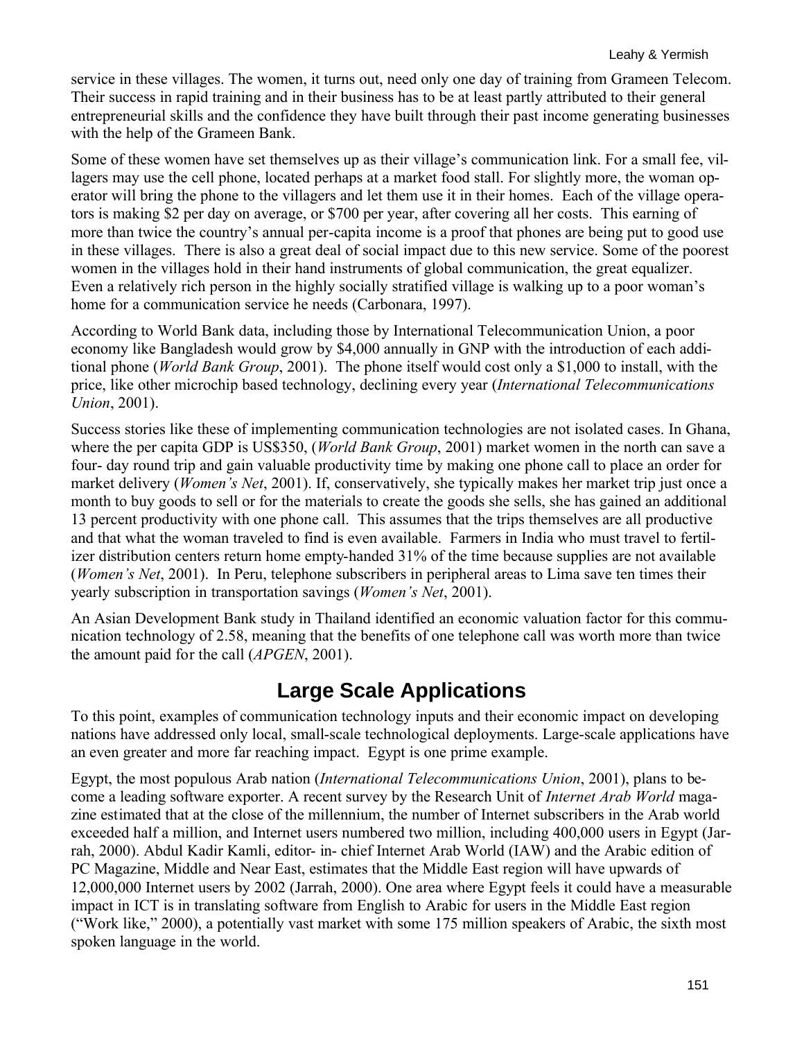service in these villages. The women, it turns out, need only one day of training from Grameen Telecom. Their success in rapid training and in their business has to be at least partly attributed to their general entrepreneurial skills and the confidence they have built through their past income generating businesses with the help of the Grameen Bank.

Some of these women have set themselves up as their village's communication link. For a small fee, villagers may use the cell phone, located perhaps at a market food stall. For slightly more, the woman operator will bring the phone to the villagers and let them use it in their homes. Each of the village operators is making $2 per day on average, or $700 per year, after covering all her costs. This earning of more than twice the country's annual per-capita income is a proof that phones are being put to good use in these villages. There is also a great deal of social impact due to this new service. Some of the poorest women in the villages hold in their hand instruments of global communication, the great equalizer. Even a relatively rich person in the highly socially stratified village is walking up to a poor woman's home for a communication service he needs (Carbonara, 1997).

According to World Bank data, including those by International Telecommunication Union, a poor economy like Bangladesh would grow by $4,000 annually in GNP with the introduction of each additional phone (*World Bank Group*, 2001). The phone itself would cost only a $1,000 to install, with the price, like other microchip based technology, declining every year (*International Telecommunications Union*, 2001).

Success stories like these of implementing communication technologies are not isolated cases. In Ghana, where the per capita GDP is US$350, (*World Bank Group*, 2001) market women in the north can save a four- day round trip and gain valuable productivity time by making one phone call to place an order for market delivery (*Women's Net*, 2001). If, conservatively, she typically makes her market trip just once a month to buy goods to sell or for the materials to create the goods she sells, she has gained an additional 13 percent productivity with one phone call. This assumes that the trips themselves are all productive and that what the woman traveled to find is even available. Farmers in India who must travel to fertilizer distribution centers return home empty-handed 31% of the time because supplies are not available (*Women's Net*, 2001). In Peru, telephone subscribers in peripheral areas to Lima save ten times their yearly subscription in transportation savings (*Women's Net*, 2001).

An Asian Development Bank study in Thailand identified an economic valuation factor for this communication technology of 2.58, meaning that the benefits of one telephone call was worth more than twice the amount paid for the call (*APGEN*, 2001).

## Large Scale Applications

To this point, examples of communication technology inputs and their economic impact on developing nations have addressed only local, small-scale technological deployments. Large-scale applications have an even greater and more far reaching impact. Egypt is one prime example.

Egypt, the most populous Arab nation (*International Telecommunications Union*, 2001), plans to become a leading software exporter. A recent survey by the Research Unit of *Internet Arab World* magazine estimated that at the close of the millennium, the number of Internet subscribers in the Arab world exceeded half a million, and Internet users numbered two million, including 400,000 users in Egypt (Jarrah, 2000). Abdul Kadir Kamli, editor- in- chief Internet Arab World (IAW) and the Arabic edition of PC Magazine, Middle and Near East, estimates that the Middle East region will have upwards of 12,000,000 Internet users by 2002 (Jarrah, 2000). One area where Egypt feels it could have a measurable impact in ICT is in translating software from English to Arabic for users in the Middle East region ("Work like," 2000), a potentially vast market with some 175 million speakers of Arabic, the sixth most spoken language in the world.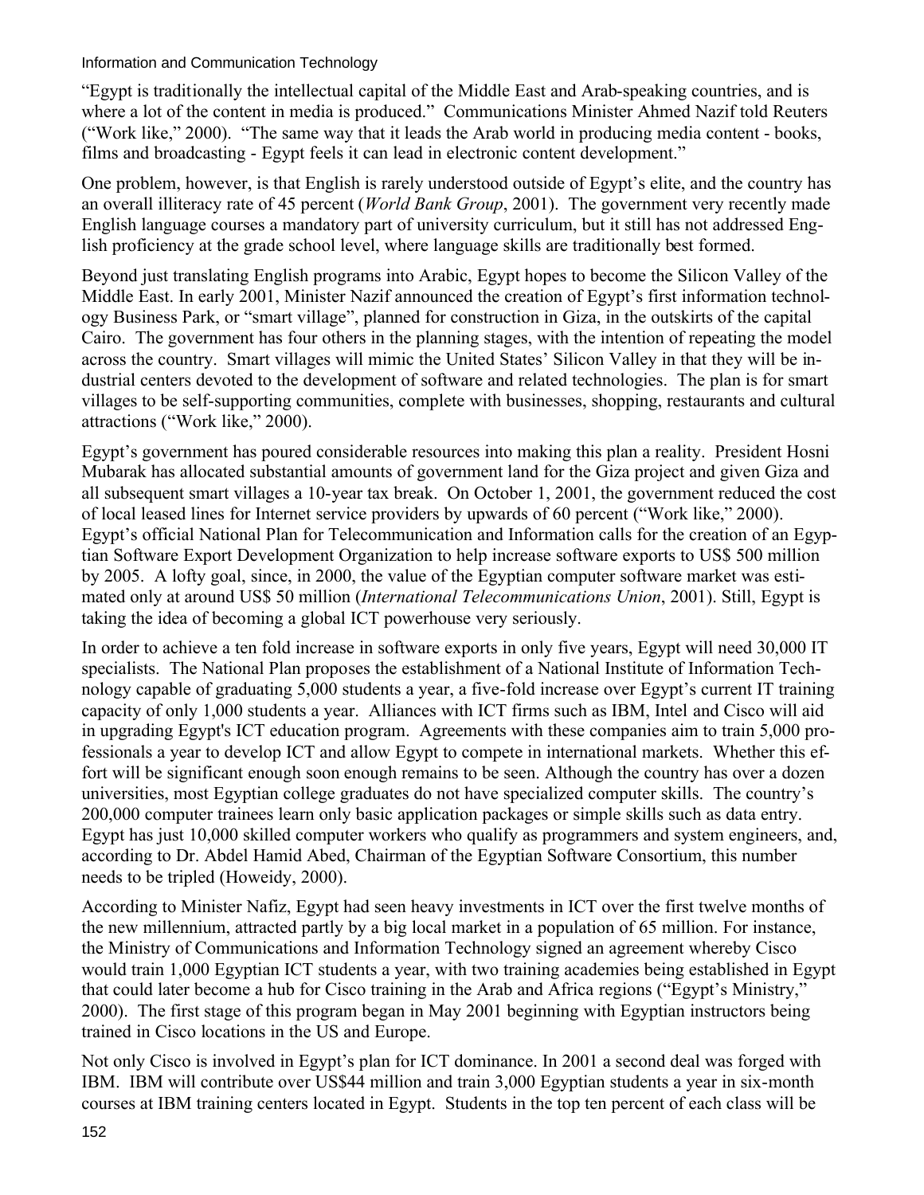"Egypt is traditionally the intellectual capital of the Middle East and Arab-speaking countries, and is where a lot of the content in media is produced." Communications Minister Ahmed Nazif told Reuters ("Work like," 2000). "The same way that it leads the Arab world in producing media content - books, films and broadcasting - Egypt feels it can lead in electronic content development."

One problem, however, is that English is rarely understood outside of Egypt's elite, and the country has an overall illiteracy rate of 45 percent (*World Bank Group*, 2001). The government very recently made English language courses a mandatory part of university curriculum, but it still has not addressed English proficiency at the grade school level, where language skills are traditionally best formed.

Beyond just translating English programs into Arabic, Egypt hopes to become the Silicon Valley of the Middle East. In early 2001, Minister Nazif announced the creation of Egypt's first information technology Business Park, or "smart village", planned for construction in Giza, in the outskirts of the capital Cairo. The government has four others in the planning stages, with the intention of repeating the model across the country. Smart villages will mimic the United States' Silicon Valley in that they will be industrial centers devoted to the development of software and related technologies. The plan is for smart villages to be self-supporting communities, complete with businesses, shopping, restaurants and cultural attractions ("Work like," 2000).

Egypt's government has poured considerable resources into making this plan a reality. President Hosni Mubarak has allocated substantial amounts of government land for the Giza project and given Giza and all subsequent smart villages a 10-year tax break. On October 1, 2001, the government reduced the cost of local leased lines for Internet service providers by upwards of 60 percent ("Work like," 2000). Egypt's official National Plan for Telecommunication and Information calls for the creation of an Egyptian Software Export Development Organization to help increase software exports to US$ 500 million by 2005. A lofty goal, since, in 2000, the value of the Egyptian computer software market was estimated only at around US$ 50 million (*International Telecommunications Union*, 2001). Still, Egypt is taking the idea of becoming a global ICT powerhouse very seriously.

In order to achieve a ten fold increase in software exports in only five years, Egypt will need 30,000 IT specialists. The National Plan proposes the establishment of a National Institute of Information Technology capable of graduating 5,000 students a year, a five-fold increase over Egypt's current IT training capacity of only 1,000 students a year. Alliances with ICT firms such as IBM, Intel and Cisco will aid in upgrading Egypt's ICT education program. Agreements with these companies aim to train 5,000 professionals a year to develop ICT and allow Egypt to compete in international markets. Whether this effort will be significant enough soon enough remains to be seen. Although the country has over a dozen universities, most Egyptian college graduates do not have specialized computer skills. The country's 200,000 computer trainees learn only basic application packages or simple skills such as data entry. Egypt has just 10,000 skilled computer workers who qualify as programmers and system engineers, and, according to Dr. Abdel Hamid Abed, Chairman of the Egyptian Software Consortium, this number needs to be tripled (Howeidy, 2000).

According to Minister Nafiz, Egypt had seen heavy investments in ICT over the first twelve months of the new millennium, attracted partly by a big local market in a population of 65 million. For instance, the Ministry of Communications and Information Technology signed an agreement whereby Cisco would train 1,000 Egyptian ICT students a year, with two training academies being established in Egypt that could later become a hub for Cisco training in the Arab and Africa regions ("Egypt's Ministry," 2000). The first stage of this program began in May 2001 beginning with Egyptian instructors being trained in Cisco locations in the US and Europe.

Not only Cisco is involved in Egypt's plan for ICT dominance. In 2001 a second deal was forged with IBM. IBM will contribute over US$44 million and train 3,000 Egyptian students a year in six-month courses at IBM training centers located in Egypt. Students in the top ten percent of each class will be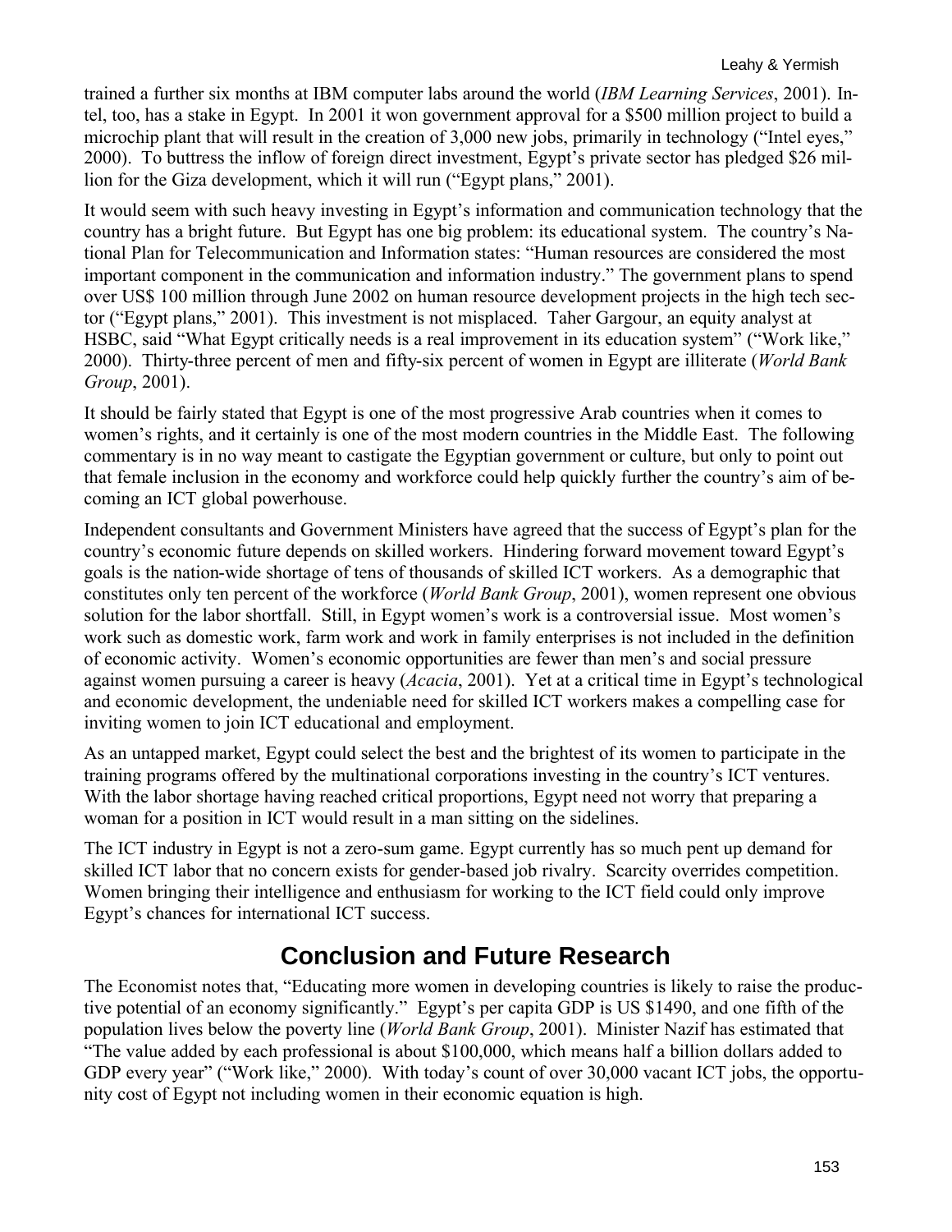trained a further six months at IBM computer labs around the world (*IBM Learning Services*, 2001). Intel, too, has a stake in Egypt. In 2001 it won government approval for a $500 million project to build a microchip plant that will result in the creation of 3,000 new jobs, primarily in technology ("Intel eyes," 2000). To buttress the inflow of foreign direct investment, Egypt's private sector has pledged $26 million for the Giza development, which it will run ("Egypt plans," 2001).

It would seem with such heavy investing in Egypt's information and communication technology that the country has a bright future. But Egypt has one big problem: its educational system. The country's National Plan for Telecommunication and Information states: "Human resources are considered the most important component in the communication and information industry." The government plans to spend over US$ 100 million through June 2002 on human resource development projects in the high tech sector ("Egypt plans," 2001). This investment is not misplaced. Taher Gargour, an equity analyst at HSBC, said "What Egypt critically needs is a real improvement in its education system" ("Work like," 2000). Thirty-three percent of men and fifty-six percent of women in Egypt are illiterate (*World Bank Group*, 2001).

It should be fairly stated that Egypt is one of the most progressive Arab countries when it comes to women's rights, and it certainly is one of the most modern countries in the Middle East. The following commentary is in no way meant to castigate the Egyptian government or culture, but only to point out that female inclusion in the economy and workforce could help quickly further the country's aim of becoming an ICT global powerhouse.

Independent consultants and Government Ministers have agreed that the success of Egypt's plan for the country's economic future depends on skilled workers. Hindering forward movement toward Egypt's goals is the nation-wide shortage of tens of thousands of skilled ICT workers. As a demographic that constitutes only ten percent of the workforce (*World Bank Group*, 2001), women represent one obvious solution for the labor shortfall. Still, in Egypt women's work is a controversial issue. Most women's work such as domestic work, farm work and work in family enterprises is not included in the definition of economic activity. Women's economic opportunities are fewer than men's and social pressure against women pursuing a career is heavy (*Acacia*, 2001). Yet at a critical time in Egypt's technological and economic development, the undeniable need for skilled ICT workers makes a compelling case for inviting women to join ICT educational and employment.

As an untapped market, Egypt could select the best and the brightest of its women to participate in the training programs offered by the multinational corporations investing in the country's ICT ventures. With the labor shortage having reached critical proportions, Egypt need not worry that preparing a woman for a position in ICT would result in a man sitting on the sidelines.

The ICT industry in Egypt is not a zero-sum game. Egypt currently has so much pent up demand for skilled ICT labor that no concern exists for gender-based job rivalry. Scarcity overrides competition. Women bringing their intelligence and enthusiasm for working to the ICT field could only improve Egypt's chances for international ICT success.

## Conclusion and Future Research

The Economist notes that, "Educating more women in developing countries is likely to raise the productive potential of an economy significantly." Egypt's per capita GDP is US $1490, and one fifth of the population lives below the poverty line (*World Bank Group*, 2001). Minister Nazif has estimated that "The value added by each professional is about $100,000, which means half a billion dollars added to GDP every year" ("Work like," 2000). With today's count of over 30,000 vacant ICT jobs, the opportunity cost of Egypt not including women in their economic equation is high.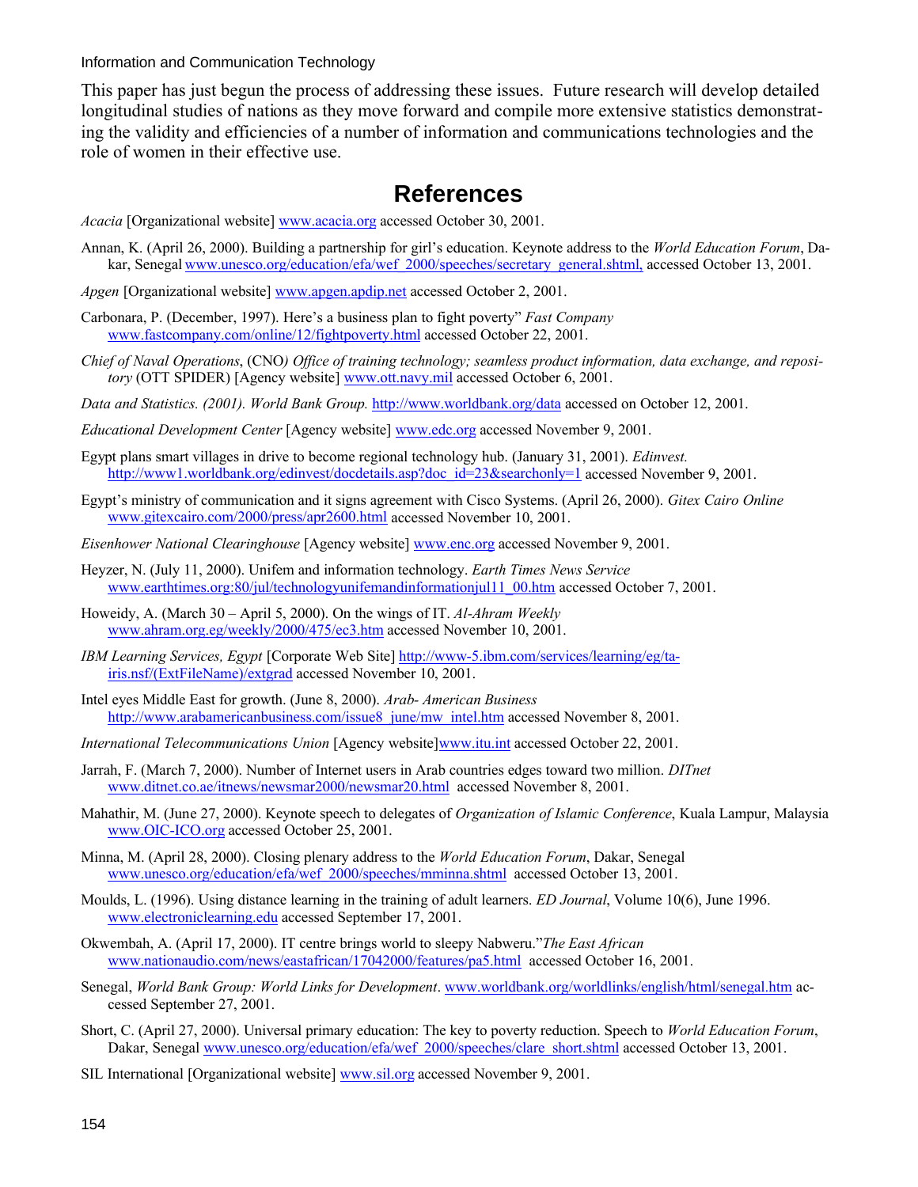This paper has just begun the process of addressing these issues. Future research will develop detailed longitudinal studies of nations as they move forward and compile more extensive statistics demonstrating the validity and efficiencies of a number of information and communications technologies and the role of women in their effective use.

## References

*Acacia* [Organizational website] www.acacia.org accessed October 30, 2001.

Annan, K. (April 26, 2000). Building a partnership for girl's education. Keynote address to the *World Education Forum*, Dakar, Senegal www.unesco.org/education/efa/wef_2000/speeches/secretary_general.shtml, accessed October 13, 2001.

*Apgen* [Organizational website] www.apgen.apdip.net accessed October 2, 2001.

Carbonara, P. (December, 1997). Here's a business plan to fight poverty" *Fast Company* www.fastcompany.com/online/12/fightpoverty.html accessed October 22, 2001.

*Chief of Naval Operations*, (CNO*) Office of training technology; seamless product information, data exchange, and repository* (OTT SPIDER) [Agency website] www.ott.navy.mil accessed October 6, 2001.

*Data and Statistics. (2001). World Bank Group.* http://www.worldbank.org/data accessed on October 12, 2001.

*Educational Development Center* [Agency website] www.edc.org accessed November 9, 2001.

Egypt plans smart villages in drive to become regional technology hub. (January 31, 2001). *Edinvest.* http://www1.worldbank.org/edinvest/docdetails.asp?doc_id=23&searchonly=1 accessed November 9, 2001.

Egypt's ministry of communication and it signs agreement with Cisco Systems. (April 26, 2000). *Gitex Cairo Online* www.gitexcairo.com/2000/press/apr2600.html accessed November 10, 2001.

*Eisenhower National Clearinghouse* [Agency website] www.enc.org accessed November 9, 2001.

Heyzer, N. (July 11, 2000). Unifem and information technology. *Earth Times News Service* www.earthtimes.org:80/jul/technologyunifemandinformationjul11_00.htm accessed October 7, 2001.

Howeidy, A. (March 30 – April 5, 2000). On the wings of IT. *Al-Ahram Weekly* www.ahram.org.eg/weekly/2000/475/ec3.htm accessed November 10, 2001.

*IBM Learning Services, Egypt* [Corporate Web Site] http://www-5.ibm.com/services/learning/eg/ta-iris.nsf/(ExtFileName)/extgrad accessed November 10, 2001.

Intel eyes Middle East for growth. (June 8, 2000). *Arab- American Business* http://www.arabamericanbusiness.com/issue8_june/mw_intel.htm accessed November 8, 2001.

*International Telecommunications Union* [Agency website]www.itu.int accessed October 22, 2001.

Jarrah, F. (March 7, 2000). Number of Internet users in Arab countries edges toward two million. *DITnet* www.ditnet.co.ae/itnews/newsmar2000/newsmar20.html accessed November 8, 2001.

Mahathir, M. (June 27, 2000). Keynote speech to delegates of *Organization of Islamic Conference*, Kuala Lumpur, Malaysia www.OIC-ICO.org accessed October 25, 2001.

Minna, M. (April 28, 2000). Closing plenary address to the *World Education Forum*, Dakar, Senegal www.unesco.org/education/efa/wef_2000/speeches/mminna.shtml accessed October 13, 2001.

Moulds, L. (1996). Using distance learning in the training of adult learners. *ED Journal*, Volume 10(6), June 1996. www.electroniclearning.edu accessed September 17, 2001.

Okwembah, A. (April 17, 2000). IT centre brings world to sleepy Nabweru."*The East African* www.nationaudio.com/news/eastafrican/17042000/features/pa5.html accessed October 16, 2001.

Senegal, *World Bank Group: World Links for Development*. www.worldbank.org/worldlinks/english/html/senegal.htm accessed September 27, 2001.

Short, C. (April 27, 2000). Universal primary education: The key to poverty reduction. Speech to *World Education Forum*, Dakar, Senegal www.unesco.org/education/efa/wef_2000/speeches/clare_short.shtml accessed October 13, 2001.

SIL International [Organizational website] www.sil.org accessed November 9, 2001.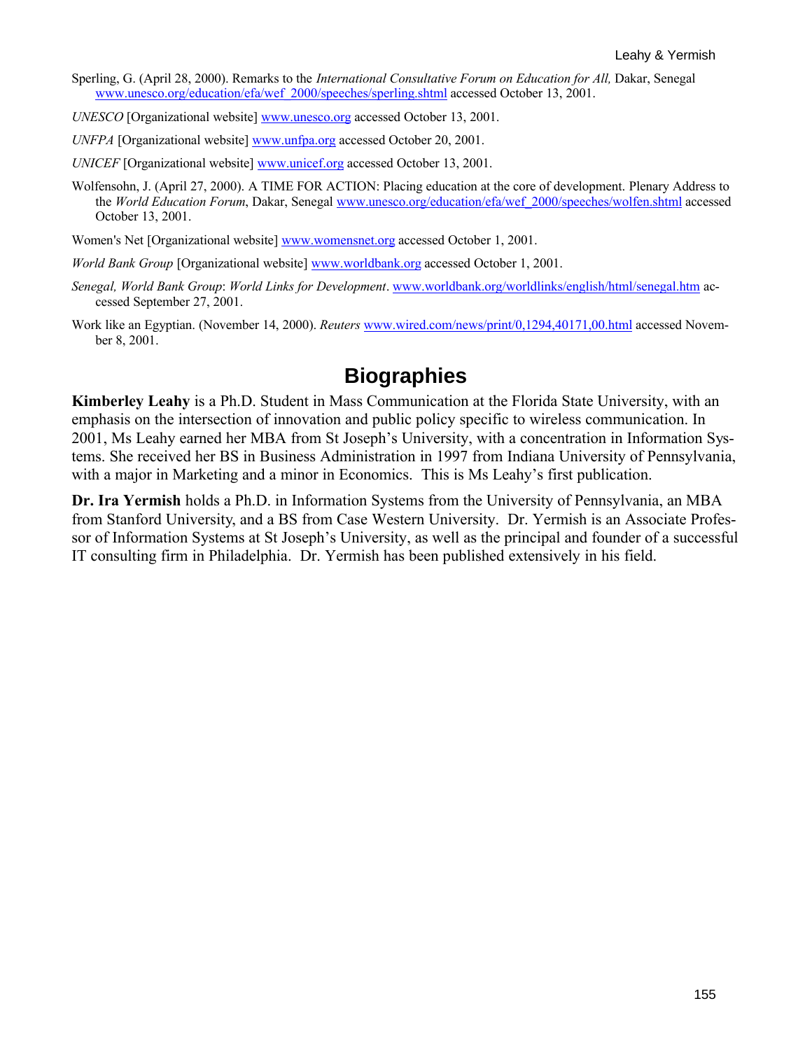Sperling, G. (April 28, 2000). Remarks to the *International Consultative Forum on Education for All,* Dakar, Senegal www.unesco.org/education/efa/wef_2000/speeches/sperling.shtml accessed October 13, 2001.

*UNESCO* [Organizational website] www.unesco.org accessed October 13, 2001.

*UNFPA* [Organizational website] www.unfpa.org accessed October 20, 2001.

*UNICEF* [Organizational website] www.unicef.org accessed October 13, 2001.

Wolfensohn, J. (April 27, 2000). A TIME FOR ACTION: Placing education at the core of development. Plenary Address to the *World Education Forum*, Dakar, Senegal www.unesco.org/education/efa/wef_2000/speeches/wolfen.shtml accessed October 13, 2001.

Women's Net [Organizational website] www.womensnet.org accessed October 1, 2001.

*World Bank Group* [Organizational website] www.worldbank.org accessed October 1, 2001.

*Senegal, World Bank Group*: *World Links for Development*. www.worldbank.org/worldlinks/english/html/senegal.htm accessed September 27, 2001.

Work like an Egyptian. (November 14, 2000). *Reuters* www.wired.com/news/print/0,1294,40171,00.html accessed November 8, 2001.

# Biographies

**Kimberley Leahy** is a Ph.D. Student in Mass Communication at the Florida State University, with an emphasis on the intersection of innovation and public policy specific to wireless communication. In 2001, Ms Leahy earned her MBA from St Joseph's University, with a concentration in Information Systems. She received her BS in Business Administration in 1997 from Indiana University of Pennsylvania, with a major in Marketing and a minor in Economics. This is Ms Leahy's first publication.

**Dr. Ira Yermish** holds a Ph.D. in Information Systems from the University of Pennsylvania, an MBA from Stanford University, and a BS from Case Western University. Dr. Yermish is an Associate Professor of Information Systems at St Joseph's University, as well as the principal and founder of a successful IT consulting firm in Philadelphia. Dr. Yermish has been published extensively in his field.